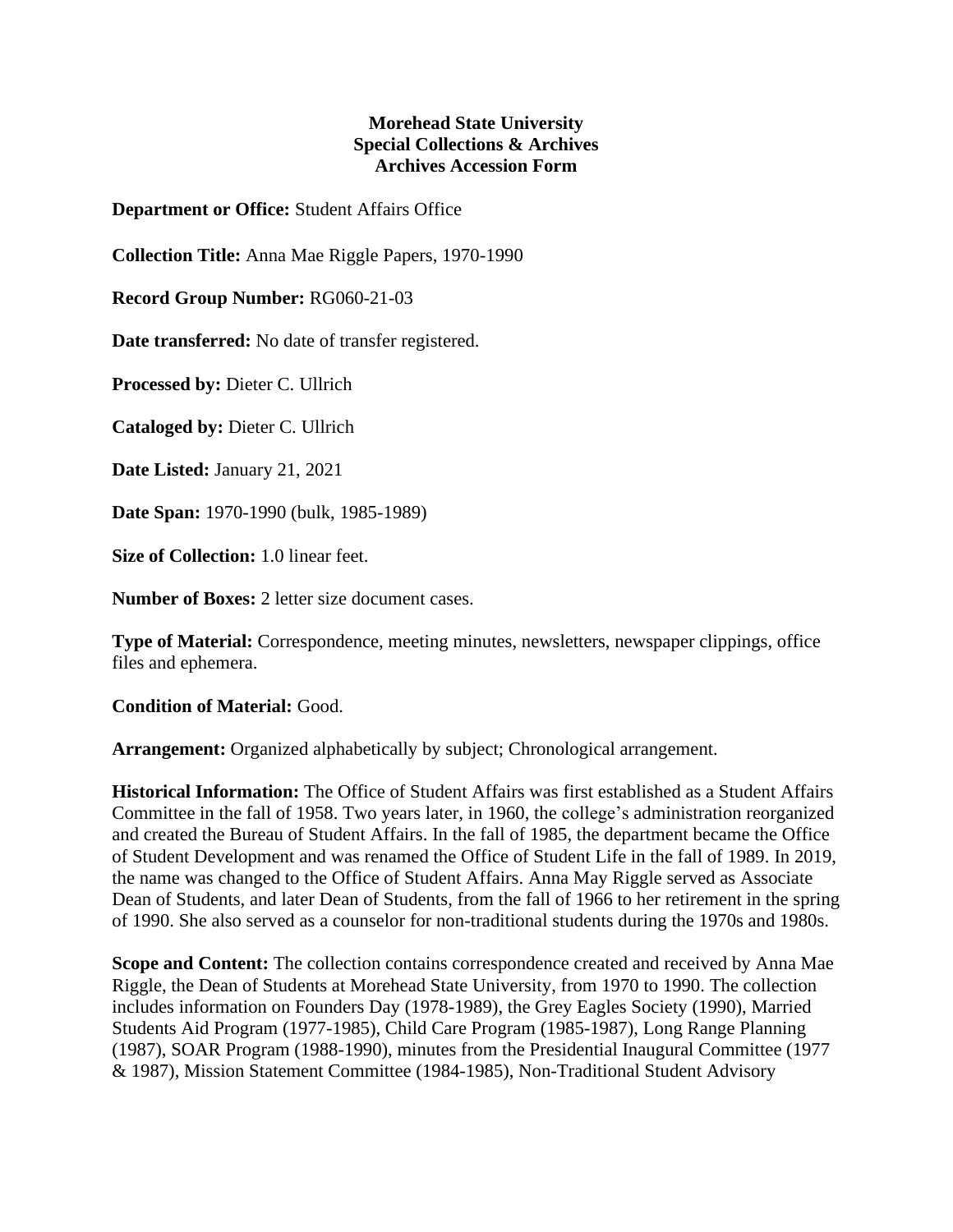**Morehead State University**
**Special Collections & Archives**
**Archives Accession Form**

**Department or Office:** Student Affairs Office

**Collection Title:** Anna Mae Riggle Papers, 1970-1990

**Record Group Number:** RG060-21-03

**Date transferred:** No date of transfer registered.

**Processed by:** Dieter C. Ullrich

**Cataloged by:** Dieter C. Ullrich

**Date Listed:** January 21, 2021

**Date Span:** 1970-1990 (bulk, 1985-1989)

**Size of Collection:** 1.0 linear feet.

**Number of Boxes:** 2 letter size document cases.

**Type of Material:** Correspondence, meeting minutes, newsletters, newspaper clippings, office files and ephemera.

**Condition of Material:** Good.

**Arrangement:** Organized alphabetically by subject; Chronological arrangement.

**Historical Information:** The Office of Student Affairs was first established as a Student Affairs Committee in the fall of 1958. Two years later, in 1960, the college's administration reorganized and created the Bureau of Student Affairs. In the fall of 1985, the department became the Office of Student Development and was renamed the Office of Student Life in the fall of 1989. In 2019, the name was changed to the Office of Student Affairs. Anna May Riggle served as Associate Dean of Students, and later Dean of Students, from the fall of 1966 to her retirement in the spring of 1990. She also served as a counselor for non-traditional students during the 1970s and 1980s.

**Scope and Content:** The collection contains correspondence created and received by Anna Mae Riggle, the Dean of Students at Morehead State University, from 1970 to 1990. The collection includes information on Founders Day (1978-1989), the Grey Eagles Society (1990), Married Students Aid Program (1977-1985), Child Care Program (1985-1987), Long Range Planning (1987), SOAR Program (1988-1990), minutes from the Presidential Inaugural Committee (1977 & 1987), Mission Statement Committee (1984-1985), Non-Traditional Student Advisory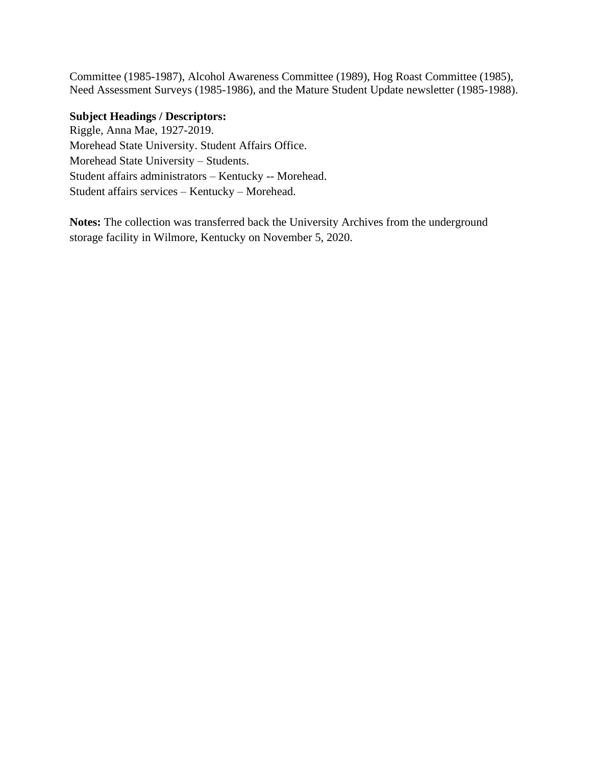Committee (1985-1987), Alcohol Awareness Committee (1989), Hog Roast Committee (1985), Need Assessment Surveys (1985-1986), and the Mature Student Update newsletter (1985-1988).

**Subject Headings / Descriptors:**
Riggle, Anna Mae, 1927-2019.
Morehead State University. Student Affairs Office.
Morehead State University – Students.
Student affairs administrators – Kentucky -- Morehead.
Student affairs services – Kentucky – Morehead.

**Notes:** The collection was transferred back the University Archives from the underground storage facility in Wilmore, Kentucky on November 5, 2020.